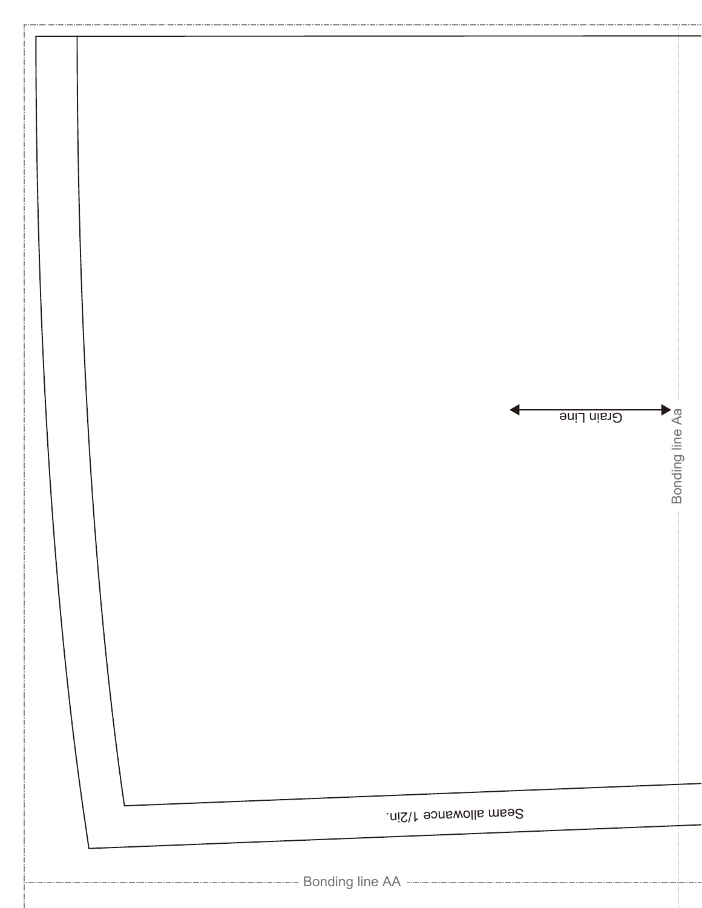Grain Line

Bonding line Aa

Seam allowance 1/2in.

Bonding line AA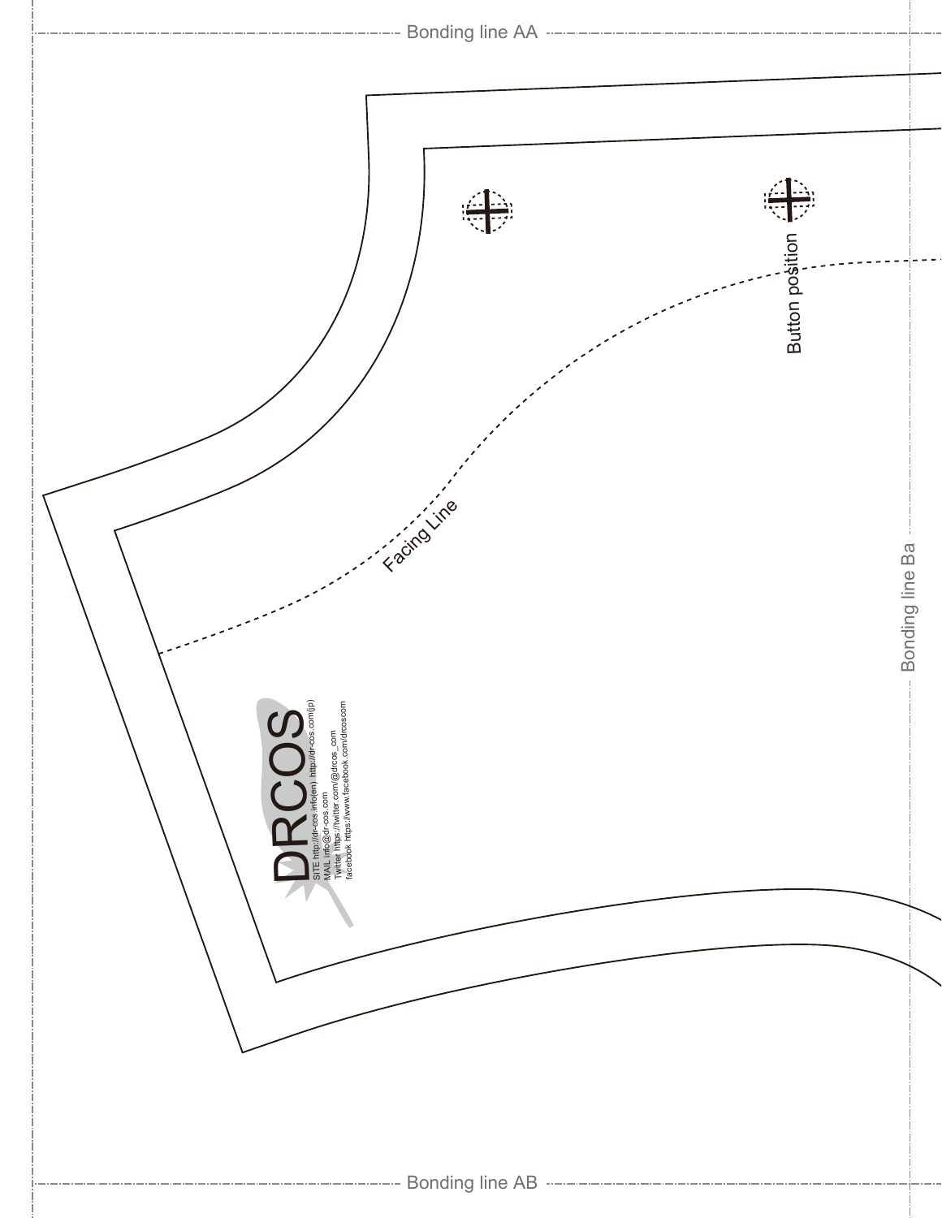Bonding line AA

Button position

Facing Line

Bonding line Ba

DRCOS

SITE http://dr-cos.info(en) http://dr-cos.com(jp)
MAIL info@dr-cos.com
Twitter https://twitter.com/@drcos_com
facebook https://www.facebook.com/drcoscom

Bonding line AB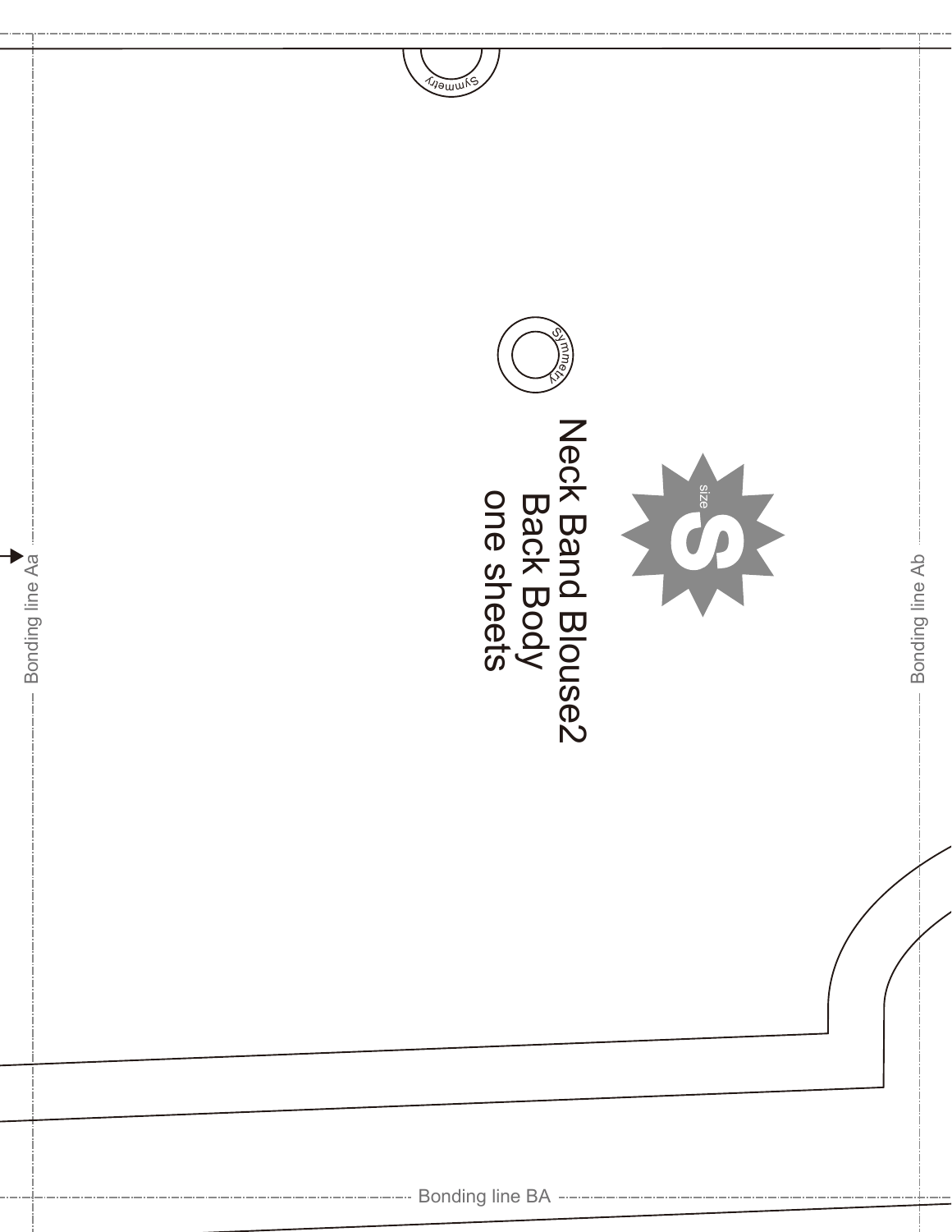Symmetry

Symmetry

size S

Neck Band Blouse2
Back Body
one sheets

Bonding line Aa

Bonding line Ab

Bonding line BA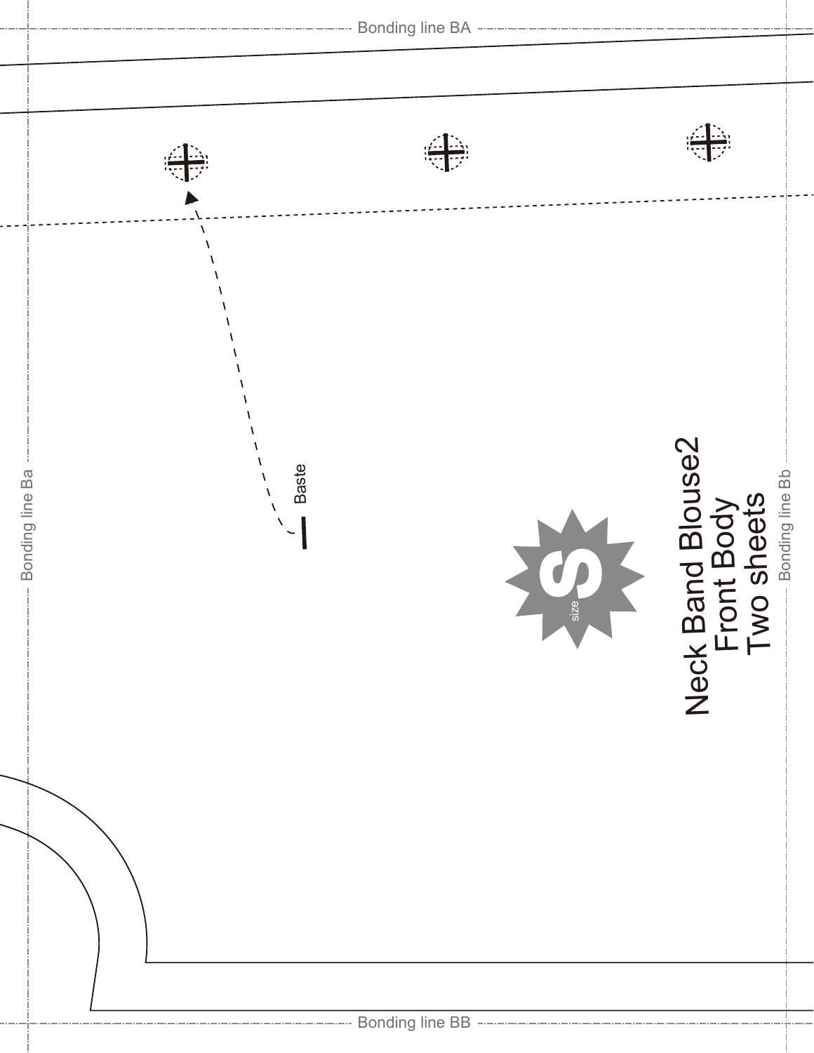Bonding line BA

Bonding line Ba

Baste

S

size

Neck Band Blouse2
Front Body
Two sheets

Bonding line Bb

Bonding line BB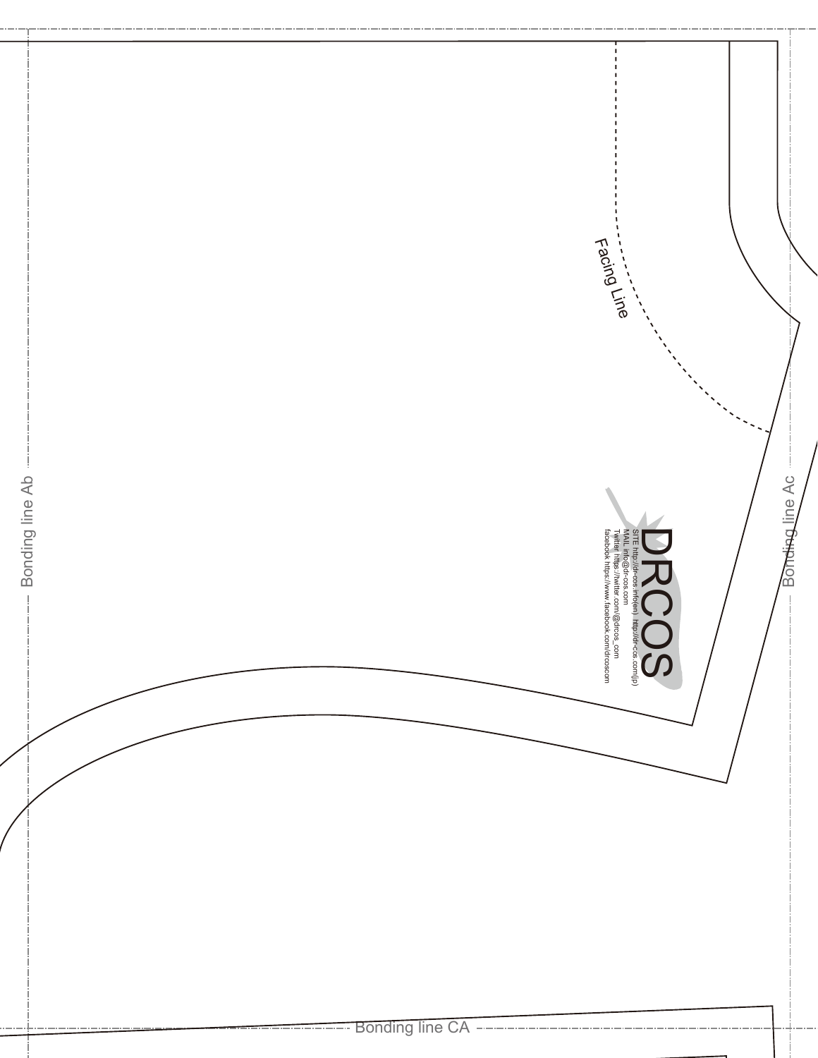Bonding line Ab

Facing Line

DRCOS

SITE http://dr-cos.info(en) http://dr-cos.com(jp)
MAIL info@dr-cos.com
Twitter https://twitter.com/@drcos_com
facebook https://www.facebook.com/drcoscom

Bonding line Ac

Bonding line CA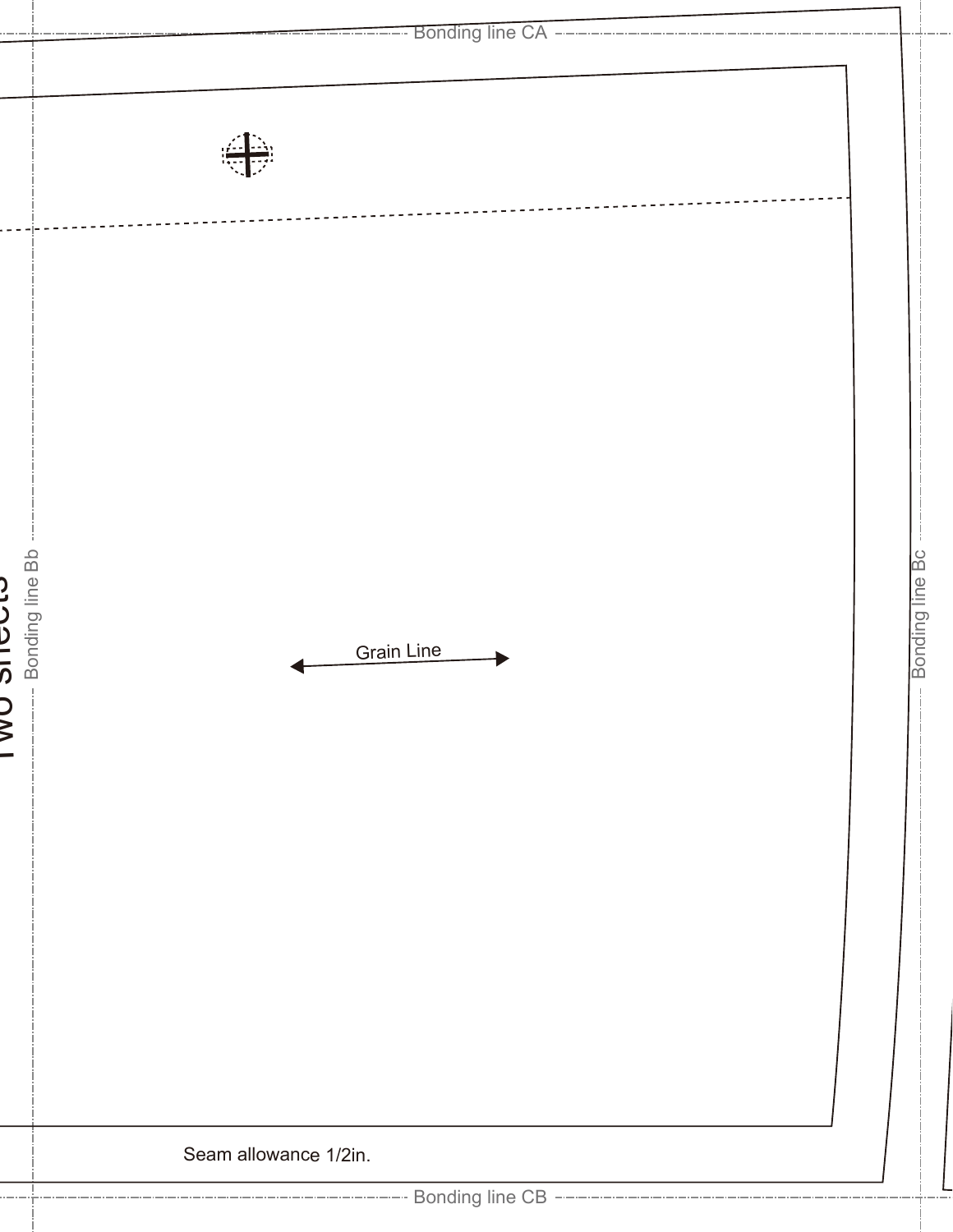Bonding line CA

Two sheets

Bonding line Bb

Grain Line

Bonding line Bc

Seam allowance 1/2in.

Bonding line CB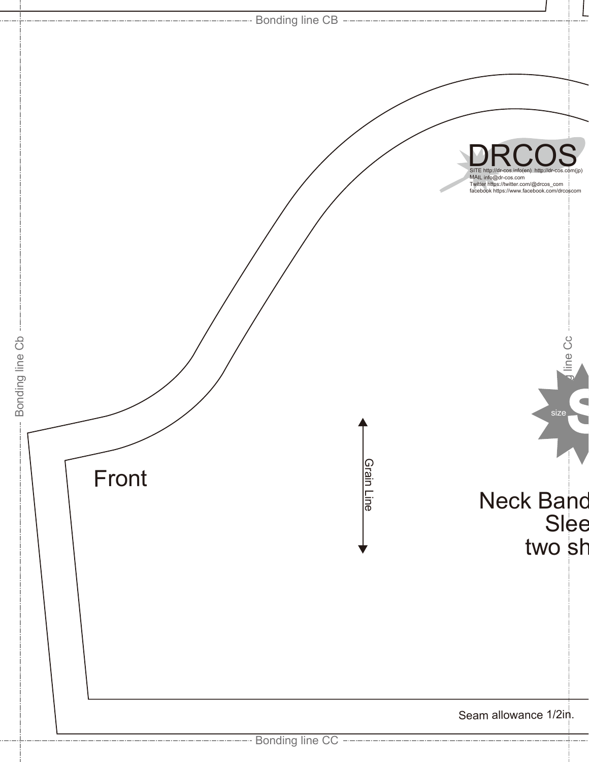Bonding line CB

DRCOS

SITE http://dr-cos.info(en) http://dr-cos.com(jp)
MAIL info@dr-cos.com
Twitter https://twitter.com/@drcos_com
facebook https://www.facebook.com/drcoscom

Bonding line Cb

line Cc

size S

Front

Grain Line

Neck Band
Slee
two sh

Seam allowance 1/2in.

Bonding line CC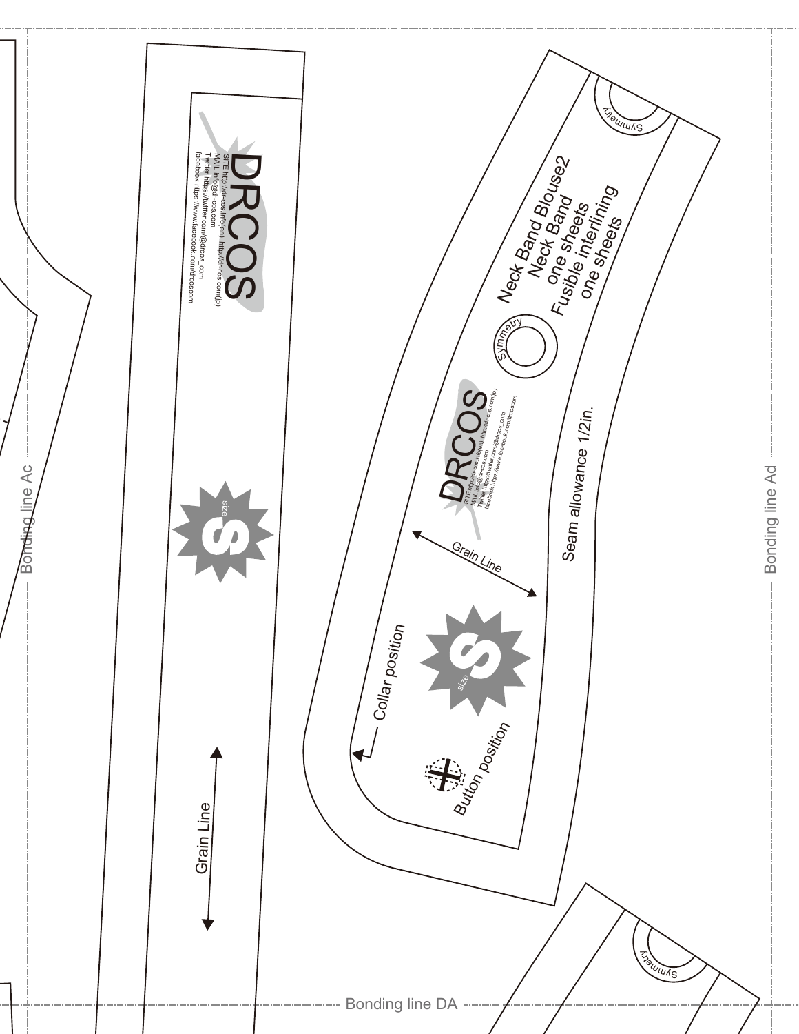Bonding line Ac

DRCOS

SITE http://dr-cos.info(en) http://dr-cos.com(jp)
MAIL info@dr-cos.com
Twitter https://twitter.com/@drcos_com
facebook https://www.facebook.com/drcoscom

size S

Grain Line

Neck Band Blouse2
Neck Band
one sheets
Fusible interlining
one sheets

Symmetry

Symmetry

DRCOS

SITE http://dr-cos.info(en) http://dr-cos.com(jp)
MAIL info@dr-cos.com
Twitter https://twitter.com/@drcos_com
facebook https://www.facebook.com/drcoscom

Seam allowance 1/2in.

Grain Line

size S

Collar position

Button position

Symmetry

Bonding line Ad

Bonding line DA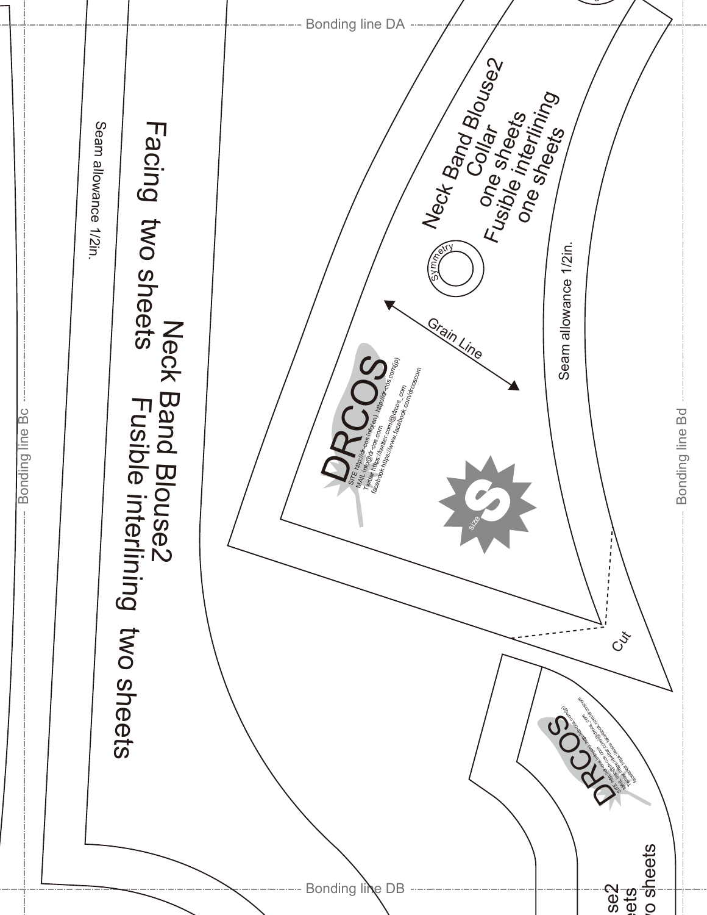Bonding line DA

Neck Band Blouse2
Collar
one sheets
Fusible interlining
one sheets

Symmetry

Grain Line

Seam allowance 1/2in.

DRCOS
SITE http://dr-cos.info(en) http://dr-cos.com(jp)
MAIL info@dr-cos.com
Twitter https://twitter.com/@drcos_com
facebook https://www.facebook.com/drcoscom

size S

Cut

Bonding line Bc

Bonding line Bd

Seam allowance 1/2in.

Neck Band Blouse2
Facing two sheets
Fusible interlining two sheets

DRCOS
SITE http://dr-cos.info(en) http://dr-cos.com(jp)
MAIL info@dr-cos.com
Twitter https://twitter.com/@drcos_com
facebook https://www.facebook.com/drcoscom

se2
eets
vo sheets

Bonding line DB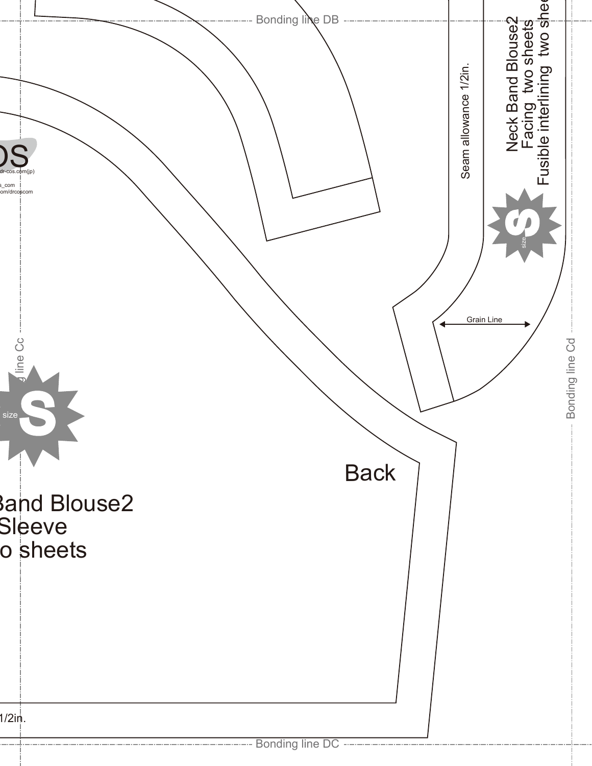Bonding line DB

Seam allowance 1/2in.

Neck Band Blouse2
Facing two sheets
Fusible interlining two shee

S
size

Grain Line

Bonding line Cd

OS
dr-cos.com(jp)
s_com
om/drcoscom

line Cc

size S

Back

Band Blouse2
Sleeve
o sheets

1/2in.

Bonding line DC